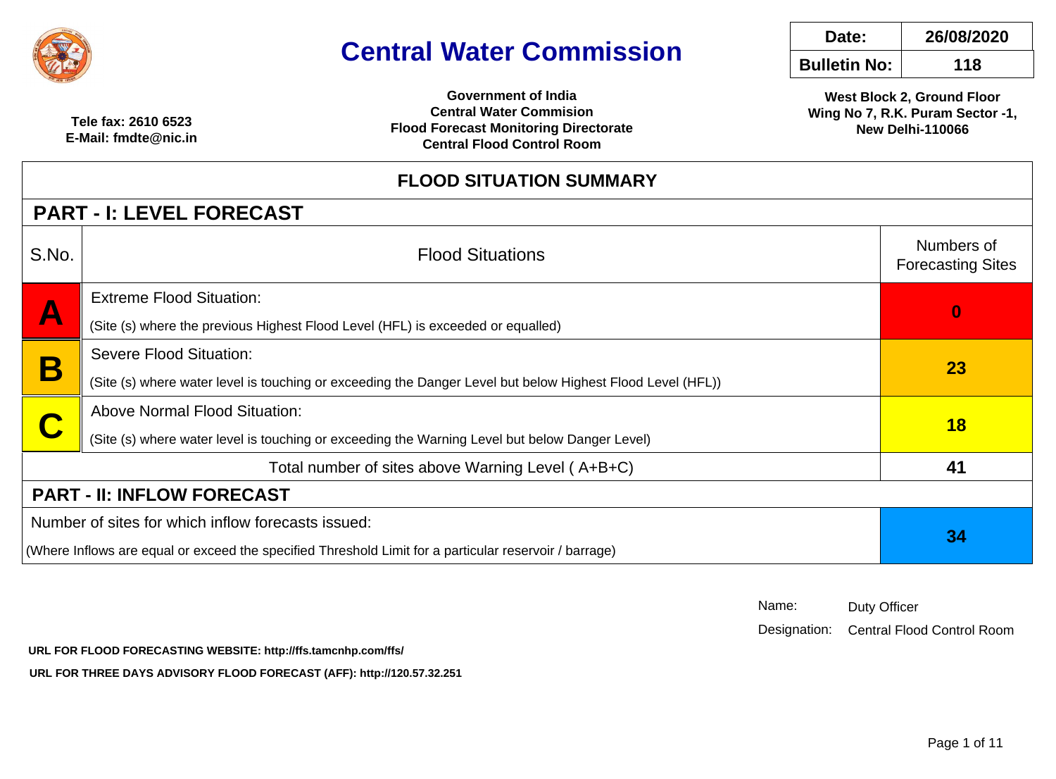# Central Water Commission

| Date: | 26/08/2020 |
| --- | --- |
| Bulletin No: | 118 |

**Tele fax: 2610 6523**
**E-Mail: fmdte@nic.in**

**Government of India**
**Central Water Commision**
**Flood Forecast Monitoring Directorate**
**Central Flood Control Room**

**West Block 2, Ground Floor**
**Wing No 7, R.K. Puram Sector -1,**
**New Delhi-110066**

## FLOOD SITUATION SUMMARY

### PART - I: LEVEL FORECAST

| S.No. | Flood Situations | Numbers of Forecasting Sites |
| --- | --- | --- |
| **A** | Extreme Flood Situation:<br>(Site (s) where the previous Highest Flood Level (HFL) is exceeded or equalled) | **0** |
| **B** | Severe Flood Situation:<br>(Site (s) where water level is touching or exceeding the Danger Level but below Highest Flood Level (HFL)) | **23** |
| **C** | Above Normal Flood Situation:<br>(Site (s) where water level is touching or exceeding the Warning Level but below Danger Level) | **18** |
| | Total number of sites above Warning Level ( A+B+C) | **41** |

### PART - II: INFLOW FORECAST

| Number of sites for which inflow forecasts issued:<br>(Where Inflows are equal or exceed the specified Threshold Limit for a particular reservoir / barrage) | **34** |
| --- | --- |

Name: Duty Officer
Designation: Central Flood Control Room

**URL FOR FLOOD FORECASTING WEBSITE: http://ffs.tamcnhp.com/ffs/**

**URL FOR THREE DAYS ADVISORY FLOOD FORECAST (AFF): http://120.57.32.251**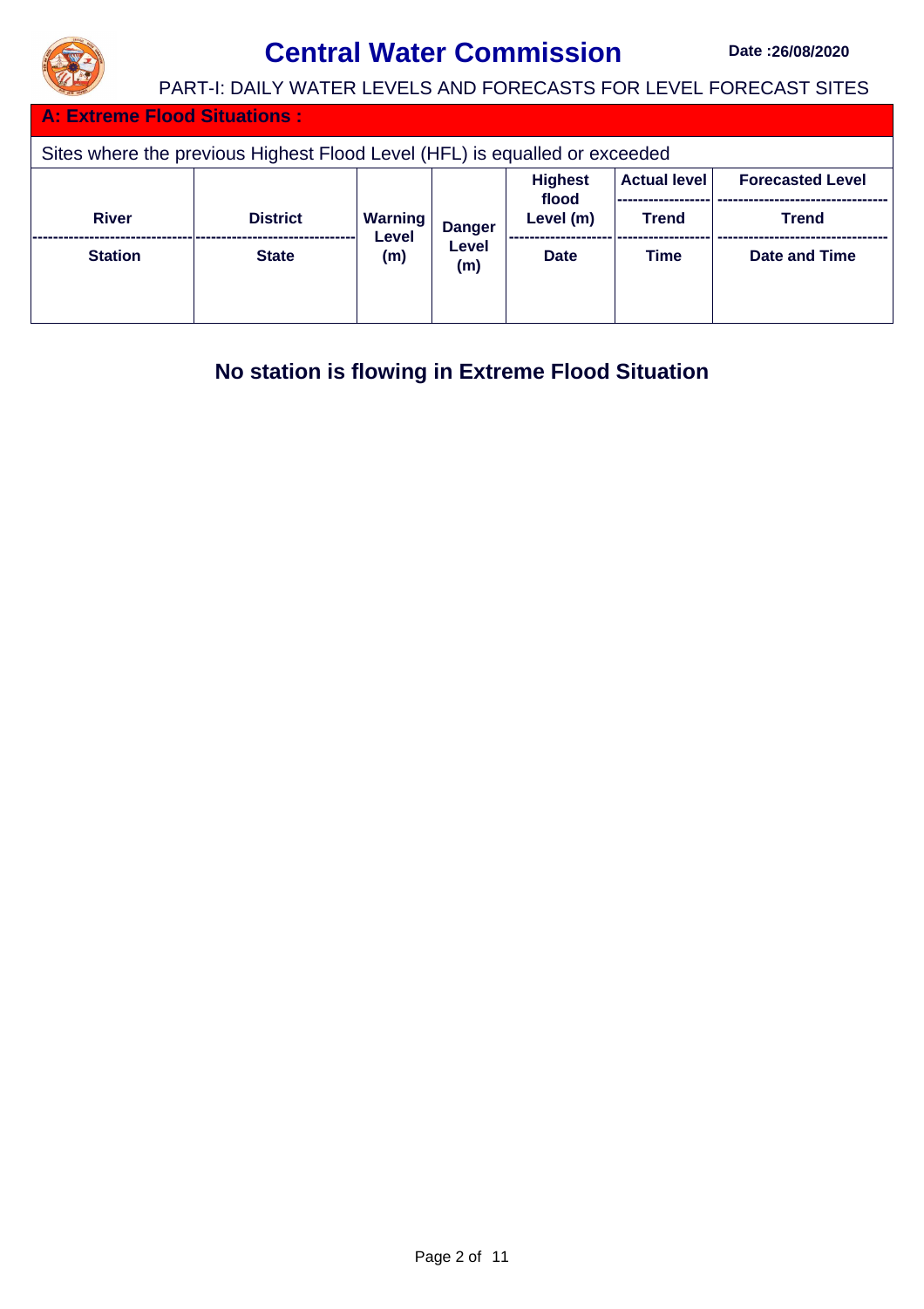# Central Water Commission

**Date :26/08/2020**

PART-I: DAILY WATER LEVELS AND FORECASTS FOR LEVEL FORECAST SITES

## A: Extreme Flood Situations :

Sites where the previous Highest Flood Level (HFL) is equalled or exceeded

| River / Station | District / State | Warning Level (m) | Danger Level (m) | Highest flood Level (m) / Date | Actual level / Trend / Time | Forecasted Level / Trend / Date and Time |
|---|---|---|---|---|---|---|

**No station is flowing in Extreme Flood Situation**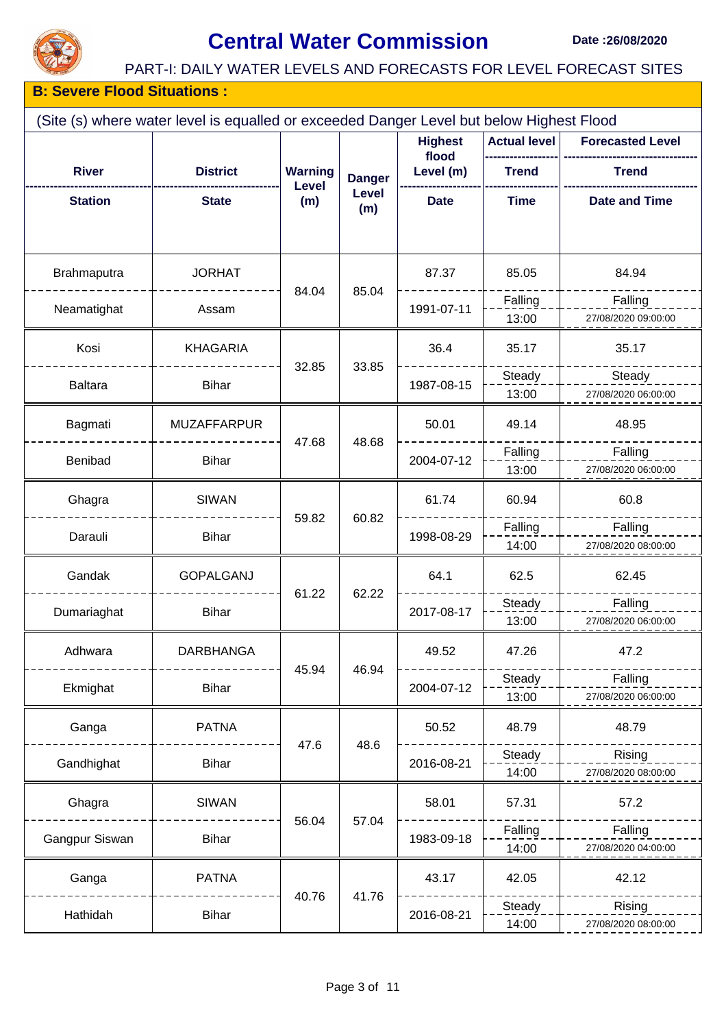# Central Water Commission

**Date :26/08/2020**

PART-I: DAILY WATER LEVELS AND FORECASTS FOR LEVEL FORECAST SITES

## B: Severe Flood Situations :

(Site (s) where water level is equalled or exceeded Danger Level but below Highest Flood

| River / Station | District / State | Warning Level (m) | Danger Level (m) | Highest flood Level (m) / Date | Actual level / Trend / Time | Forecasted Level / Trend / Date and Time |
|---|---|---|---|---|---|---|
| Brahmaputra / Neamatighat | JORHAT / Assam | 84.04 | 85.04 | 87.37 / 1991-07-11 | 85.05 / Falling / 13:00 | 84.94 / Falling / 27/08/2020 09:00:00 |
| Kosi / Baltara | KHAGARIA / Bihar | 32.85 | 33.85 | 36.4 / 1987-08-15 | 35.17 / Steady / 13:00 | 35.17 / Steady / 27/08/2020 06:00:00 |
| Bagmati / Benibad | MUZAFFARPUR / Bihar | 47.68 | 48.68 | 50.01 / 2004-07-12 | 49.14 / Falling / 13:00 | 48.95 / Falling / 27/08/2020 06:00:00 |
| Ghagra / Darauli | SIWAN / Bihar | 59.82 | 60.82 | 61.74 / 1998-08-29 | 60.94 / Falling / 14:00 | 60.8 / Falling / 27/08/2020 08:00:00 |
| Gandak / Dumariaghat | GOPALGANJ / Bihar | 61.22 | 62.22 | 64.1 / 2017-08-17 | 62.5 / Steady / 13:00 | 62.45 / Falling / 27/08/2020 06:00:00 |
| Adhwara / Ekmighat | DARBHANGA / Bihar | 45.94 | 46.94 | 49.52 / 2004-07-12 | 47.26 / Steady / 13:00 | 47.2 / Falling / 27/08/2020 06:00:00 |
| Ganga / Gandhighat | PATNA / Bihar | 47.6 | 48.6 | 50.52 / 2016-08-21 | 48.79 / Steady / 14:00 | 48.79 / Rising / 27/08/2020 08:00:00 |
| Ghagra / Gangpur Siswan | SIWAN / Bihar | 56.04 | 57.04 | 58.01 / 1983-09-18 | 57.31 / Falling / 14:00 | 57.2 / Falling / 27/08/2020 04:00:00 |
| Ganga / Hathidah | PATNA / Bihar | 40.76 | 41.76 | 43.17 / 2016-08-21 | 42.05 / Steady / 14:00 | 42.12 / Rising / 27/08/2020 08:00:00 |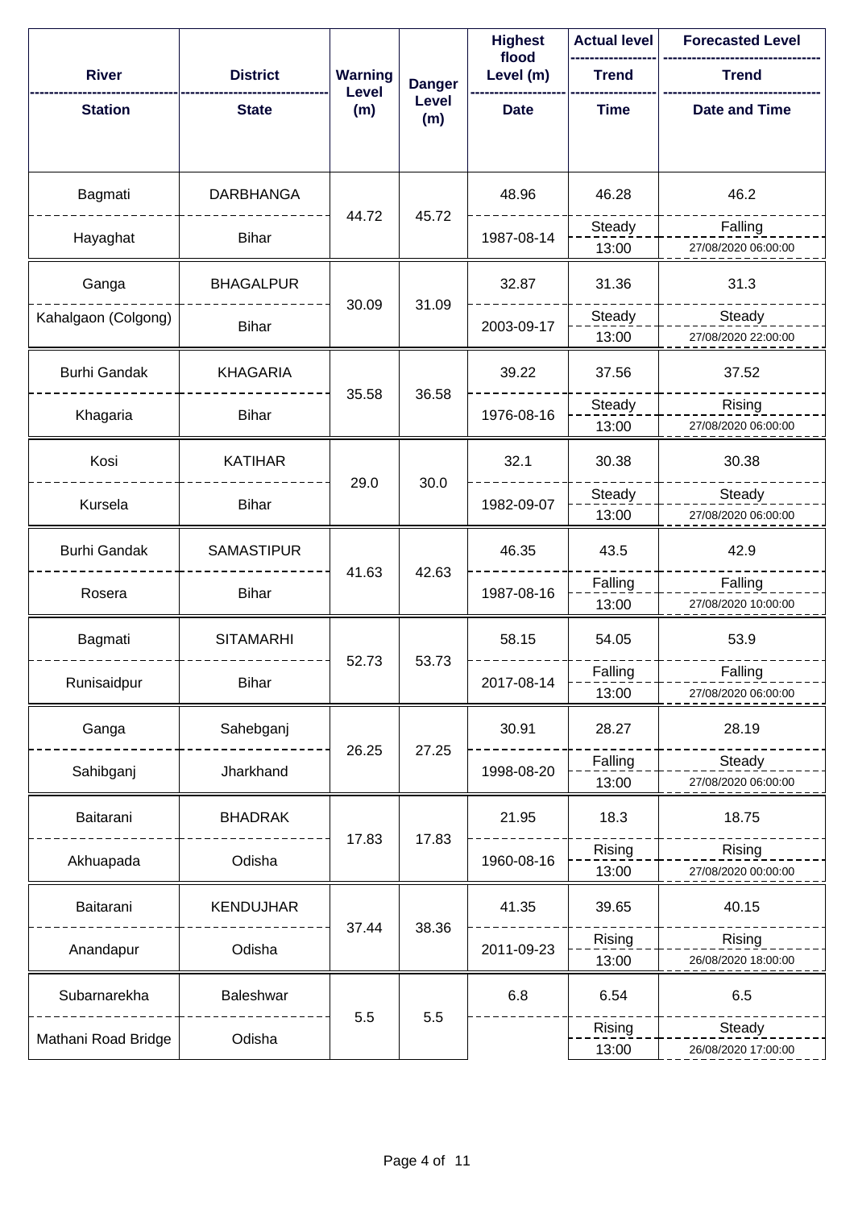| River / Station | District / State | Warning Level (m) | Danger Level (m) | Highest flood Level (m) / Date | Actual level / Trend / Time | Forecasted Level / Trend / Date and Time |
|---|---|---|---|---|---|---|
| Bagmati / Hayaghat | DARBHANGA / Bihar | 44.72 | 45.72 | 48.96 / 1987-08-14 | 46.28 / Steady / 13:00 | 46.2 / Falling / 27/08/2020 06:00:00 |
| Ganga / Kahalgaon (Colgong) | BHAGALPUR / Bihar | 30.09 | 31.09 | 32.87 / 2003-09-17 | 31.36 / Steady / 13:00 | 31.3 / Steady / 27/08/2020 22:00:00 |
| Burhi Gandak / Khagaria | KHAGARIA / Bihar | 35.58 | 36.58 | 39.22 / 1976-08-16 | 37.56 / Steady / 13:00 | 37.52 / Rising / 27/08/2020 06:00:00 |
| Kosi / Kursela | KATIHAR / Bihar | 29.0 | 30.0 | 32.1 / 1982-09-07 | 30.38 / Steady / 13:00 | 30.38 / Steady / 27/08/2020 06:00:00 |
| Burhi Gandak / Rosera | SAMASTIPUR / Bihar | 41.63 | 42.63 | 46.35 / 1987-08-16 | 43.5 / Falling / 13:00 | 42.9 / Falling / 27/08/2020 10:00:00 |
| Bagmati / Runisaidpur | SITAMARHI / Bihar | 52.73 | 53.73 | 58.15 / 2017-08-14 | 54.05 / Falling / 13:00 | 53.9 / Falling / 27/08/2020 06:00:00 |
| Ganga / Sahibganj | Sahebganj / Jharkhand | 26.25 | 27.25 | 30.91 / 1998-08-20 | 28.27 / Falling / 13:00 | 28.19 / Steady / 27/08/2020 06:00:00 |
| Baitarani / Akhuapada | BHADRAK / Odisha | 17.83 | 17.83 | 21.95 / 1960-08-16 | 18.3 / Rising / 13:00 | 18.75 / Rising / 27/08/2020 00:00:00 |
| Baitarani / Anandapur | KENDUJHAR / Odisha | 37.44 | 38.36 | 41.35 / 2011-09-23 | 39.65 / Rising / 13:00 | 40.15 / Rising / 26/08/2020 18:00:00 |
| Subarnarekha / Mathani Road Bridge | Baleshwar / Odisha | 5.5 | 5.5 | 6.8 | 6.54 / Rising / 13:00 | 6.5 / Steady / 26/08/2020 17:00:00 |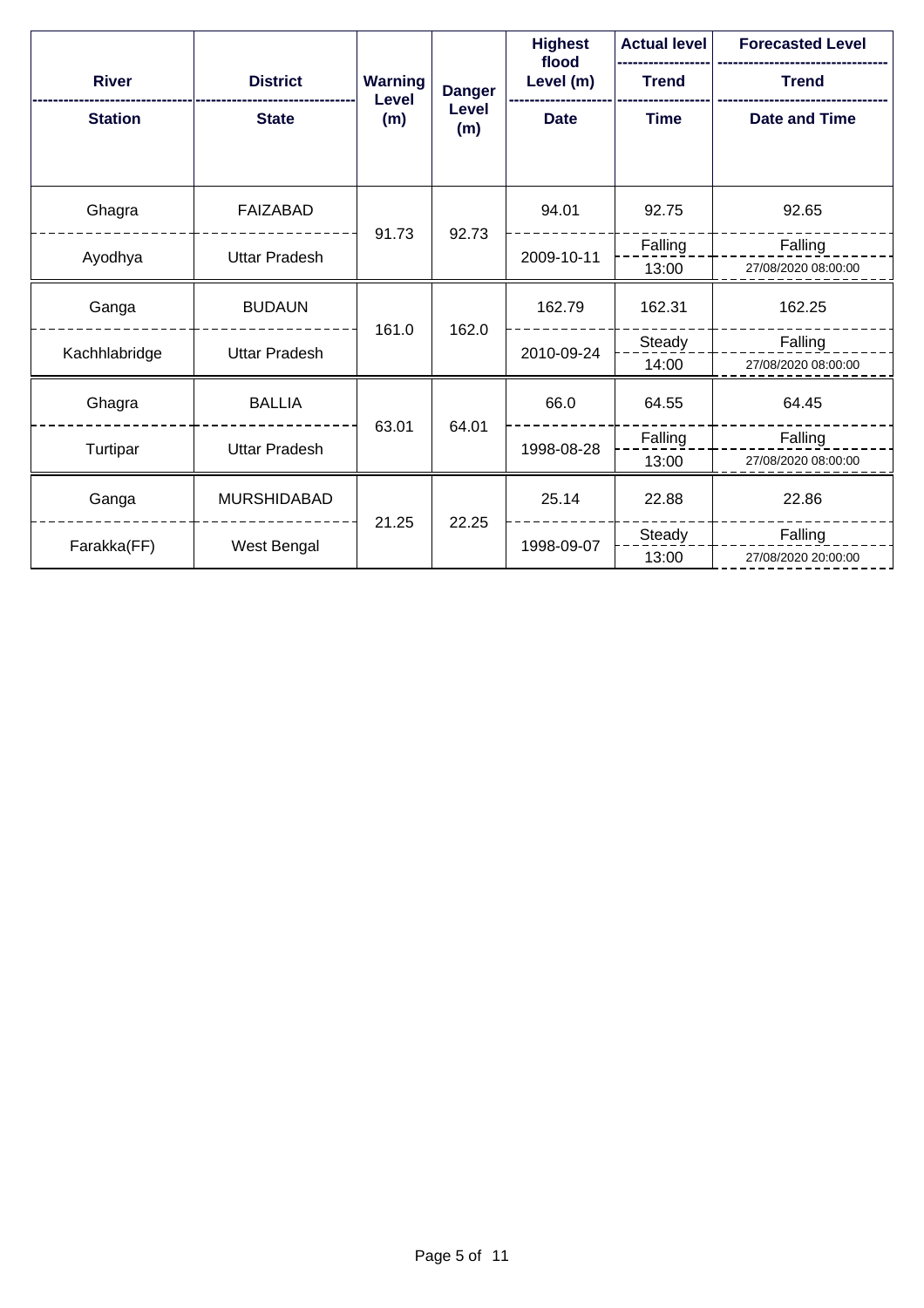| River / Station | District / State | Warning Level (m) | Danger Level (m) | Highest flood Level (m) / Date | Actual level / Trend / Time | Forecasted Level / Trend / Date and Time |
|---|---|---|---|---|---|---|
| Ghagra / Ayodhya | FAIZABAD / Uttar Pradesh | 91.73 | 92.73 | 94.01 / 2009-10-11 | 92.75 / Falling / 13:00 | 92.65 / Falling / 27/08/2020 08:00:00 |
| Ganga / Kachhlabridge | BUDAUN / Uttar Pradesh | 161.0 | 162.0 | 162.79 / 2010-09-24 | 162.31 / Steady / 14:00 | 162.25 / Falling / 27/08/2020 08:00:00 |
| Ghagra / Turtipar | BALLIA / Uttar Pradesh | 63.01 | 64.01 | 66.0 / 1998-08-28 | 64.55 / Falling / 13:00 | 64.45 / Falling / 27/08/2020 08:00:00 |
| Ganga / Farakka(FF) | MURSHIDABAD / West Bengal | 21.25 | 22.25 | 25.14 / 1998-09-07 | 22.88 / Steady / 13:00 | 22.86 / Falling / 27/08/2020 20:00:00 |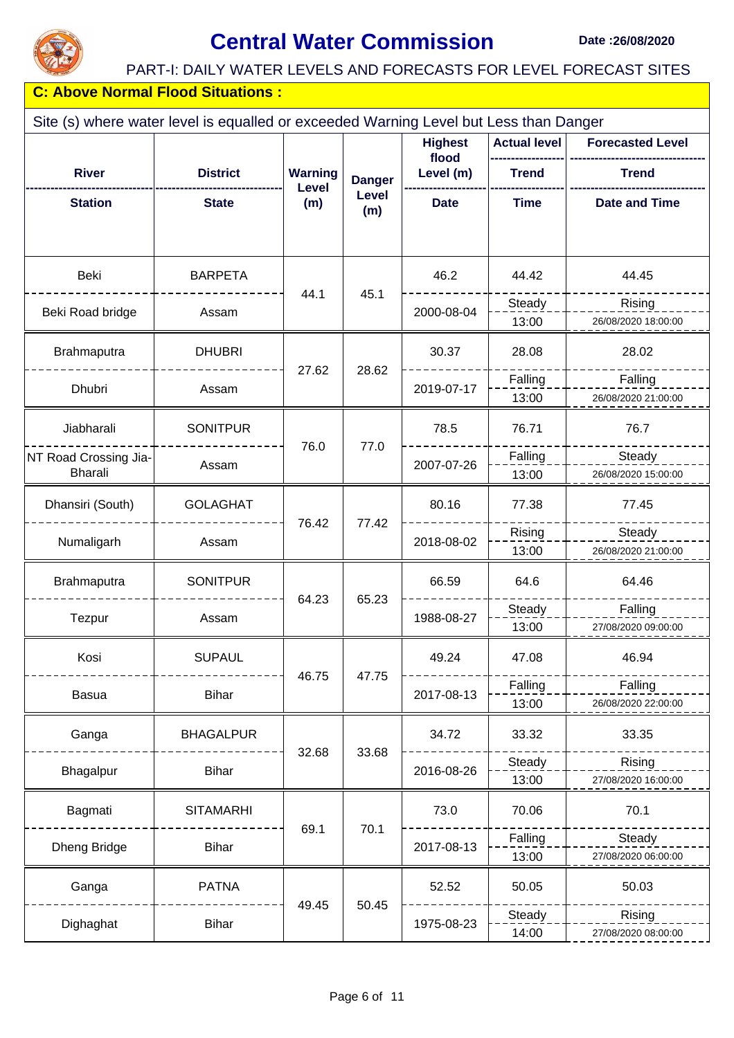# Central Water Commission

**Date :26/08/2020**

PART-I: DAILY WATER LEVELS AND FORECASTS FOR LEVEL FORECAST SITES

## C: Above Normal Flood Situations :

Site (s) where water level is equalled or exceeded Warning Level but Less than Danger

| River / Station | District / State | Warning Level (m) | Danger Level (m) | Highest flood Level (m) / Date | Actual level / Trend / Time | Forecasted Level / Trend / Date and Time |
|---|---|---|---|---|---|---|
| Beki / Beki Road bridge | BARPETA / Assam | 44.1 | 45.1 | 46.2 / 2000-08-04 | 44.42 / Steady / 13:00 | 44.45 / Rising / 26/08/2020 18:00:00 |
| Brahmaputra / Dhubri | DHUBRI / Assam | 27.62 | 28.62 | 30.37 / 2019-07-17 | 28.08 / Falling / 13:00 | 28.02 / Falling / 26/08/2020 21:00:00 |
| Jiabharali / NT Road Crossing Jia-Bharali | SONITPUR / Assam | 76.0 | 77.0 | 78.5 / 2007-07-26 | 76.71 / Falling / 13:00 | 76.7 / Steady / 26/08/2020 15:00:00 |
| Dhansiri (South) / Numaligarh | GOLAGHAT / Assam | 76.42 | 77.42 | 80.16 / 2018-08-02 | 77.38 / Rising / 13:00 | 77.45 / Steady / 26/08/2020 21:00:00 |
| Brahmaputra / Tezpur | SONITPUR / Assam | 64.23 | 65.23 | 66.59 / 1988-08-27 | 64.6 / Steady / 13:00 | 64.46 / Falling / 27/08/2020 09:00:00 |
| Kosi / Basua | SUPAUL / Bihar | 46.75 | 47.75 | 49.24 / 2017-08-13 | 47.08 / Falling / 13:00 | 46.94 / Falling / 26/08/2020 22:00:00 |
| Ganga / Bhagalpur | BHAGALPUR / Bihar | 32.68 | 33.68 | 34.72 / 2016-08-26 | 33.32 / Steady / 13:00 | 33.35 / Rising / 27/08/2020 16:00:00 |
| Bagmati / Dheng Bridge | SITAMARHI / Bihar | 69.1 | 70.1 | 73.0 / 2017-08-13 | 70.06 / Falling / 13:00 | 70.1 / Steady / 27/08/2020 06:00:00 |
| Ganga / Dighaghat | PATNA / Bihar | 49.45 | 50.45 | 52.52 / 1975-08-23 | 50.05 / Steady / 14:00 | 50.03 / Rising / 27/08/2020 08:00:00 |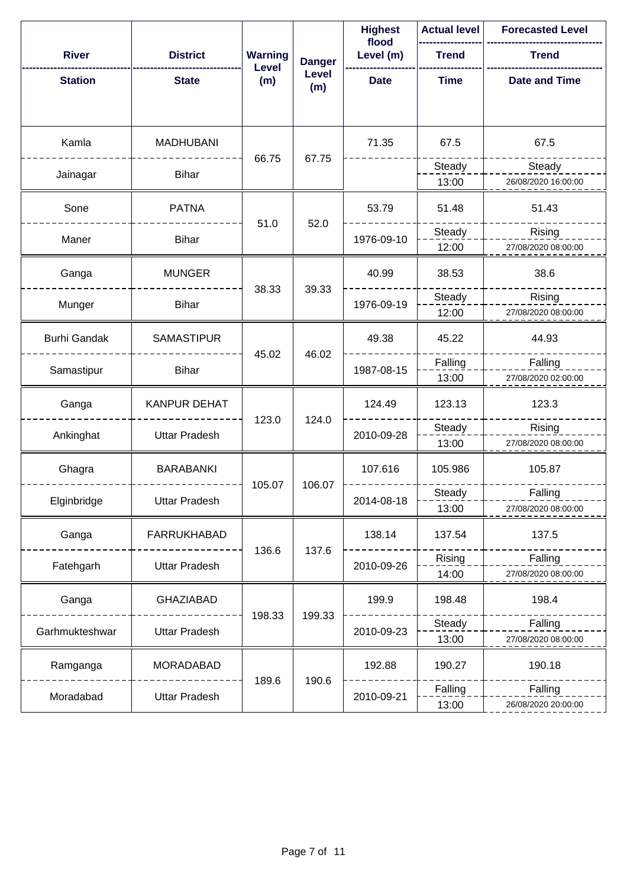| River / Station | District / State | Warning Level (m) | Danger Level (m) | Highest flood Level (m) / Date | Actual level / Trend / Time | Forecasted Level / Trend / Date and Time |
|---|---|---|---|---|---|---|
| Kamla / Jainagar | MADHUBANI / Bihar | 66.75 | 67.75 | 71.35 | 67.5 / Steady / 13:00 | 67.5 / Steady / 26/08/2020 16:00:00 |
| Sone / Maner | PATNA / Bihar | 51.0 | 52.0 | 53.79 / 1976-09-10 | 51.48 / Steady / 12:00 | 51.43 / Rising / 27/08/2020 08:00:00 |
| Ganga / Munger | MUNGER / Bihar | 38.33 | 39.33 | 40.99 / 1976-09-19 | 38.53 / Steady / 12:00 | 38.6 / Rising / 27/08/2020 08:00:00 |
| Burhi Gandak / Samastipur | SAMASTIPUR / Bihar | 45.02 | 46.02 | 49.38 / 1987-08-15 | 45.22 / Falling / 13:00 | 44.93 / Falling / 27/08/2020 02:00:00 |
| Ganga / Ankinghat | KANPUR DEHAT / Uttar Pradesh | 123.0 | 124.0 | 124.49 / 2010-09-28 | 123.13 / Steady / 13:00 | 123.3 / Rising / 27/08/2020 08:00:00 |
| Ghagra / Elginbridge | BARABANKI / Uttar Pradesh | 105.07 | 106.07 | 107.616 / 2014-08-18 | 105.986 / Steady / 13:00 | 105.87 / Falling / 27/08/2020 08:00:00 |
| Ganga / Fatehgarh | FARRUKHABAD / Uttar Pradesh | 136.6 | 137.6 | 138.14 / 2010-09-26 | 137.54 / Rising / 14:00 | 137.5 / Falling / 27/08/2020 08:00:00 |
| Ganga / Garhmukteshwar | GHAZIABAD / Uttar Pradesh | 198.33 | 199.33 | 199.9 / 2010-09-23 | 198.48 / Steady / 13:00 | 198.4 / Falling / 27/08/2020 08:00:00 |
| Ramganga / Moradabad | MORADABAD / Uttar Pradesh | 189.6 | 190.6 | 192.88 / 2010-09-21 | 190.27 / Falling / 13:00 | 190.18 / Falling / 26/08/2020 20:00:00 |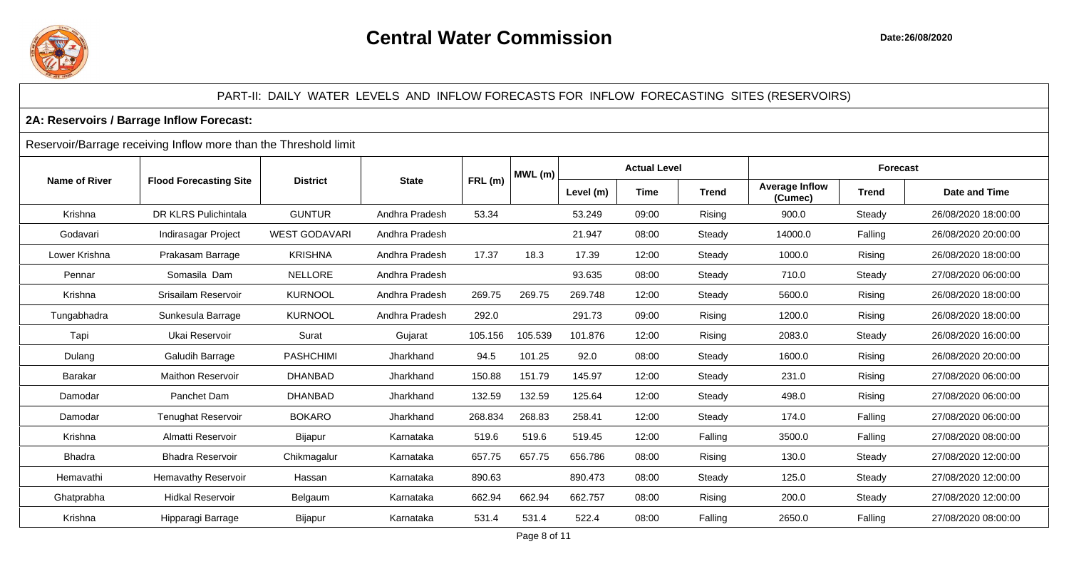# Central Water Commission

Date:26/08/2020

PART-II: DAILY WATER LEVELS AND INFLOW FORECASTS FOR INFLOW FORECASTING SITES (RESERVOIRS)

## 2A: Reservoirs / Barrage Inflow Forecast:

Reservoir/Barrage receiving Inflow more than the Threshold limit

| Name of River | Flood Forecasting Site | District | State | FRL (m) | MWL (m) | Actual Level | | | Forecast | | |
|---|---|---|---|---|---|---|---|---|---|---|---|
| | | | | | | Level (m) | Time | Trend | Average Inflow (Cumec) | Trend | Date and Time |
| Krishna | DR KLRS Pulichintala | GUNTUR | Andhra Pradesh | 53.34 | | 53.249 | 09:00 | Rising | 900.0 | Steady | 26/08/2020 18:00:00 |
| Godavari | Indirasagar Project | WEST GODAVARI | Andhra Pradesh | | | 21.947 | 08:00 | Steady | 14000.0 | Falling | 26/08/2020 20:00:00 |
| Lower Krishna | Prakasam Barrage | KRISHNA | Andhra Pradesh | 17.37 | 18.3 | 17.39 | 12:00 | Steady | 1000.0 | Rising | 26/08/2020 18:00:00 |
| Pennar | Somasila Dam | NELLORE | Andhra Pradesh | | | 93.635 | 08:00 | Steady | 710.0 | Steady | 27/08/2020 06:00:00 |
| Krishna | Srisailam Reservoir | KURNOOL | Andhra Pradesh | 269.75 | 269.75 | 269.748 | 12:00 | Steady | 5600.0 | Rising | 26/08/2020 18:00:00 |
| Tungabhadra | Sunkesula Barrage | KURNOOL | Andhra Pradesh | 292.0 | | 291.73 | 09:00 | Rising | 1200.0 | Rising | 26/08/2020 18:00:00 |
| Tapi | Ukai Reservoir | Surat | Gujarat | 105.156 | 105.539 | 101.876 | 12:00 | Rising | 2083.0 | Steady | 26/08/2020 16:00:00 |
| Dulang | Galudih Barrage | PASHCHIMI | Jharkhand | 94.5 | 101.25 | 92.0 | 08:00 | Steady | 1600.0 | Rising | 26/08/2020 20:00:00 |
| Barakar | Maithon Reservoir | DHANBAD | Jharkhand | 150.88 | 151.79 | 145.97 | 12:00 | Steady | 231.0 | Rising | 27/08/2020 06:00:00 |
| Damodar | Panchet Dam | DHANBAD | Jharkhand | 132.59 | 132.59 | 125.64 | 12:00 | Steady | 498.0 | Rising | 27/08/2020 06:00:00 |
| Damodar | Tenughat Reservoir | BOKARO | Jharkhand | 268.834 | 268.83 | 258.41 | 12:00 | Steady | 174.0 | Falling | 27/08/2020 06:00:00 |
| Krishna | Almatti Reservoir | Bijapur | Karnataka | 519.6 | 519.6 | 519.45 | 12:00 | Falling | 3500.0 | Falling | 27/08/2020 08:00:00 |
| Bhadra | Bhadra Reservoir | Chikmagalur | Karnataka | 657.75 | 657.75 | 656.786 | 08:00 | Rising | 130.0 | Steady | 27/08/2020 12:00:00 |
| Hemavathi | Hemavathy Reservoir | Hassan | Karnataka | 890.63 | | 890.473 | 08:00 | Steady | 125.0 | Steady | 27/08/2020 12:00:00 |
| Ghatprabha | Hidkal Reservoir | Belgaum | Karnataka | 662.94 | 662.94 | 662.757 | 08:00 | Rising | 200.0 | Steady | 27/08/2020 12:00:00 |
| Krishna | Hipparagi Barrage | Bijapur | Karnataka | 531.4 | 531.4 | 522.4 | 08:00 | Falling | 2650.0 | Falling | 27/08/2020 08:00:00 |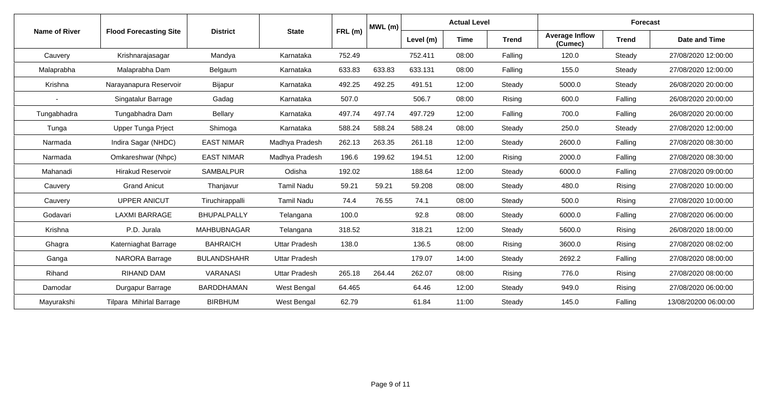| Name of River | Flood Forecasting Site | District | State | FRL (m) | MWL (m) | Actual Level | | | Forecast | | |
|---|---|---|---|---|---|---|---|---|---|---|---|
| | | | | | | Level (m) | Time | Trend | Average Inflow (Cumec) | Trend | Date and Time |
| Cauvery | Krishnarajasagar | Mandya | Karnataka | 752.49 | | 752.411 | 08:00 | Falling | 120.0 | Steady | 27/08/2020 12:00:00 |
| Malaprabha | Malaprabha Dam | Belgaum | Karnataka | 633.83 | 633.83 | 633.131 | 08:00 | Falling | 155.0 | Steady | 27/08/2020 12:00:00 |
| Krishna | Narayanapura Reservoir | Bijapur | Karnataka | 492.25 | 492.25 | 491.51 | 12:00 | Steady | 5000.0 | Steady | 26/08/2020 20:00:00 |
| - | Singatalur Barrage | Gadag | Karnataka | 507.0 | | 506.7 | 08:00 | Rising | 600.0 | Falling | 26/08/2020 20:00:00 |
| Tungabhadra | Tungabhadra Dam | Bellary | Karnataka | 497.74 | 497.74 | 497.729 | 12:00 | Falling | 700.0 | Falling | 26/08/2020 20:00:00 |
| Tunga | Upper Tunga Prject | Shimoga | Karnataka | 588.24 | 588.24 | 588.24 | 08:00 | Steady | 250.0 | Steady | 27/08/2020 12:00:00 |
| Narmada | Indira Sagar (NHDC) | EAST NIMAR | Madhya Pradesh | 262.13 | 263.35 | 261.18 | 12:00 | Steady | 2600.0 | Falling | 27/08/2020 08:30:00 |
| Narmada | Omkareshwar (Nhpc) | EAST NIMAR | Madhya Pradesh | 196.6 | 199.62 | 194.51 | 12:00 | Rising | 2000.0 | Falling | 27/08/2020 08:30:00 |
| Mahanadi | Hirakud Reservoir | SAMBALPUR | Odisha | 192.02 | | 188.64 | 12:00 | Steady | 6000.0 | Falling | 27/08/2020 09:00:00 |
| Cauvery | Grand Anicut | Thanjavur | Tamil Nadu | 59.21 | 59.21 | 59.208 | 08:00 | Steady | 480.0 | Rising | 27/08/2020 10:00:00 |
| Cauvery | UPPER ANICUT | Tiruchirappalli | Tamil Nadu | 74.4 | 76.55 | 74.1 | 08:00 | Steady | 500.0 | Rising | 27/08/2020 10:00:00 |
| Godavari | LAXMI BARRAGE | BHUPALPALLY | Telangana | 100.0 | | 92.8 | 08:00 | Steady | 6000.0 | Falling | 27/08/2020 06:00:00 |
| Krishna | P.D. Jurala | MAHBUBNAGAR | Telangana | 318.52 | | 318.21 | 12:00 | Steady | 5600.0 | Rising | 26/08/2020 18:00:00 |
| Ghagra | Katerniaghat Barrage | BAHRAICH | Uttar Pradesh | 138.0 | | 136.5 | 08:00 | Rising | 3600.0 | Rising | 27/08/2020 08:02:00 |
| Ganga | NARORA Barrage | BULANDSHAHR | Uttar Pradesh | | | 179.07 | 14:00 | Steady | 2692.2 | Falling | 27/08/2020 08:00:00 |
| Rihand | RIHAND DAM | VARANASI | Uttar Pradesh | 265.18 | 264.44 | 262.07 | 08:00 | Rising | 776.0 | Rising | 27/08/2020 08:00:00 |
| Damodar | Durgapur Barrage | BARDDHAMAN | West Bengal | 64.465 | | 64.46 | 12:00 | Steady | 949.0 | Rising | 27/08/2020 06:00:00 |
| Mayurakshi | Tilpara Mihirlal Barrage | BIRBHUM | West Bengal | 62.79 | | 61.84 | 11:00 | Steady | 145.0 | Falling | 13/08/20200 06:00:00 |